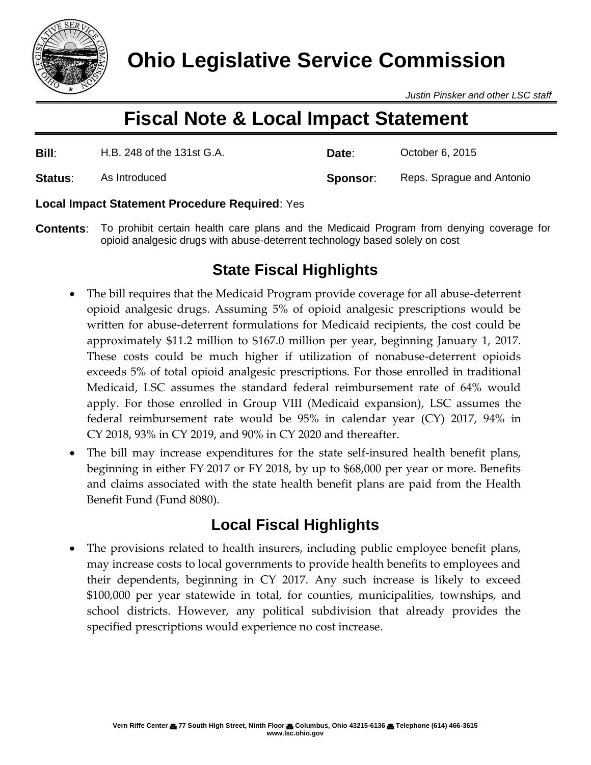# Ohio Legislative Service Commission

*Justin Pinsker and other LSC staff*

# Fiscal Note & Local Impact Statement

| | | | |
|---|---|---|---|
| **Bill**: | H.B. 248 of the 131st G.A. | **Date**: | October 6, 2015 |
| **Status**: | As Introduced | **Sponsor**: | Reps. Sprague and Antonio |

**Local Impact Statement Procedure Required**: Yes

**Contents**: To prohibit certain health care plans and the Medicaid Program from denying coverage for opioid analgesic drugs with abuse-deterrent technology based solely on cost

## State Fiscal Highlights

- The bill requires that the Medicaid Program provide coverage for all abuse-deterrent opioid analgesic drugs. Assuming 5% of opioid analgesic prescriptions would be written for abuse-deterrent formulations for Medicaid recipients, the cost could be approximately $11.2 million to $167.0 million per year, beginning January 1, 2017. These costs could be much higher if utilization of nonabuse-deterrent opioids exceeds 5% of total opioid analgesic prescriptions. For those enrolled in traditional Medicaid, LSC assumes the standard federal reimbursement rate of 64% would apply. For those enrolled in Group VIII (Medicaid expansion), LSC assumes the federal reimbursement rate would be 95% in calendar year (CY) 2017, 94% in CY 2018, 93% in CY 2019, and 90% in CY 2020 and thereafter.
- The bill may increase expenditures for the state self-insured health benefit plans, beginning in either FY 2017 or FY 2018, by up to $68,000 per year or more. Benefits and claims associated with the state health benefit plans are paid from the Health Benefit Fund (Fund 8080).

## Local Fiscal Highlights

- The provisions related to health insurers, including public employee benefit plans, may increase costs to local governments to provide health benefits to employees and their dependents, beginning in CY 2017. Any such increase is likely to exceed $100,000 per year statewide in total, for counties, municipalities, townships, and school districts. However, any political subdivision that already provides the specified prescriptions would experience no cost increase.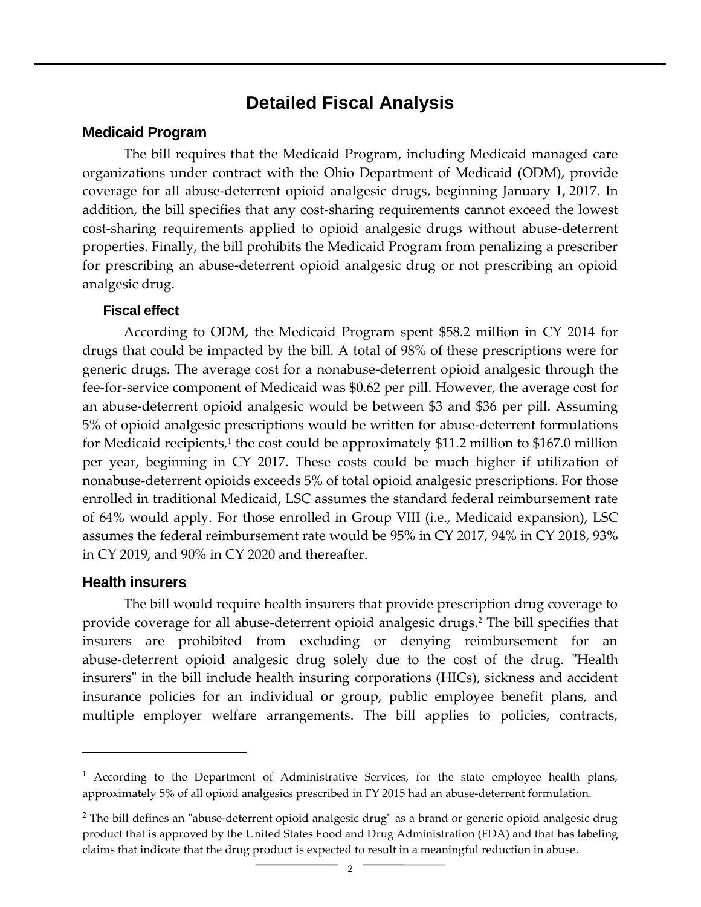# Detailed Fiscal Analysis

## Medicaid Program

The bill requires that the Medicaid Program, including Medicaid managed care organizations under contract with the Ohio Department of Medicaid (ODM), provide coverage for all abuse-deterrent opioid analgesic drugs, beginning January 1, 2017. In addition, the bill specifies that any cost-sharing requirements cannot exceed the lowest cost-sharing requirements applied to opioid analgesic drugs without abuse-deterrent properties. Finally, the bill prohibits the Medicaid Program from penalizing a prescriber for prescribing an abuse-deterrent opioid analgesic drug or not prescribing an opioid analgesic drug.

### Fiscal effect

According to ODM, the Medicaid Program spent $58.2 million in CY 2014 for drugs that could be impacted by the bill. A total of 98% of these prescriptions were for generic drugs. The average cost for a nonabuse-deterrent opioid analgesic through the fee-for-service component of Medicaid was $0.62 per pill. However, the average cost for an abuse-deterrent opioid analgesic would be between $3 and $36 per pill. Assuming 5% of opioid analgesic prescriptions would be written for abuse-deterrent formulations for Medicaid recipients,[1] the cost could be approximately $11.2 million to $167.0 million per year, beginning in CY 2017. These costs could be much higher if utilization of nonabuse-deterrent opioids exceeds 5% of total opioid analgesic prescriptions. For those enrolled in traditional Medicaid, LSC assumes the standard federal reimbursement rate of 64% would apply. For those enrolled in Group VIII (i.e., Medicaid expansion), LSC assumes the federal reimbursement rate would be 95% in CY 2017, 94% in CY 2018, 93% in CY 2019, and 90% in CY 2020 and thereafter.

## Health insurers

The bill would require health insurers that provide prescription drug coverage to provide coverage for all abuse-deterrent opioid analgesic drugs.[2] The bill specifies that insurers are prohibited from excluding or denying reimbursement for an abuse-deterrent opioid analgesic drug solely due to the cost of the drug. "Health insurers" in the bill include health insuring corporations (HICs), sickness and accident insurance policies for an individual or group, public employee benefit plans, and multiple employer welfare arrangements. The bill applies to policies, contracts,

---

[1] According to the Department of Administrative Services, for the state employee health plans, approximately 5% of all opioid analgesics prescribed in FY 2015 had an abuse-deterrent formulation.

[2] The bill defines an "abuse-deterrent opioid analgesic drug" as a brand or generic opioid analgesic drug product that is approved by the United States Food and Drug Administration (FDA) and that has labeling claims that indicate that the drug product is expected to result in a meaningful reduction in abuse.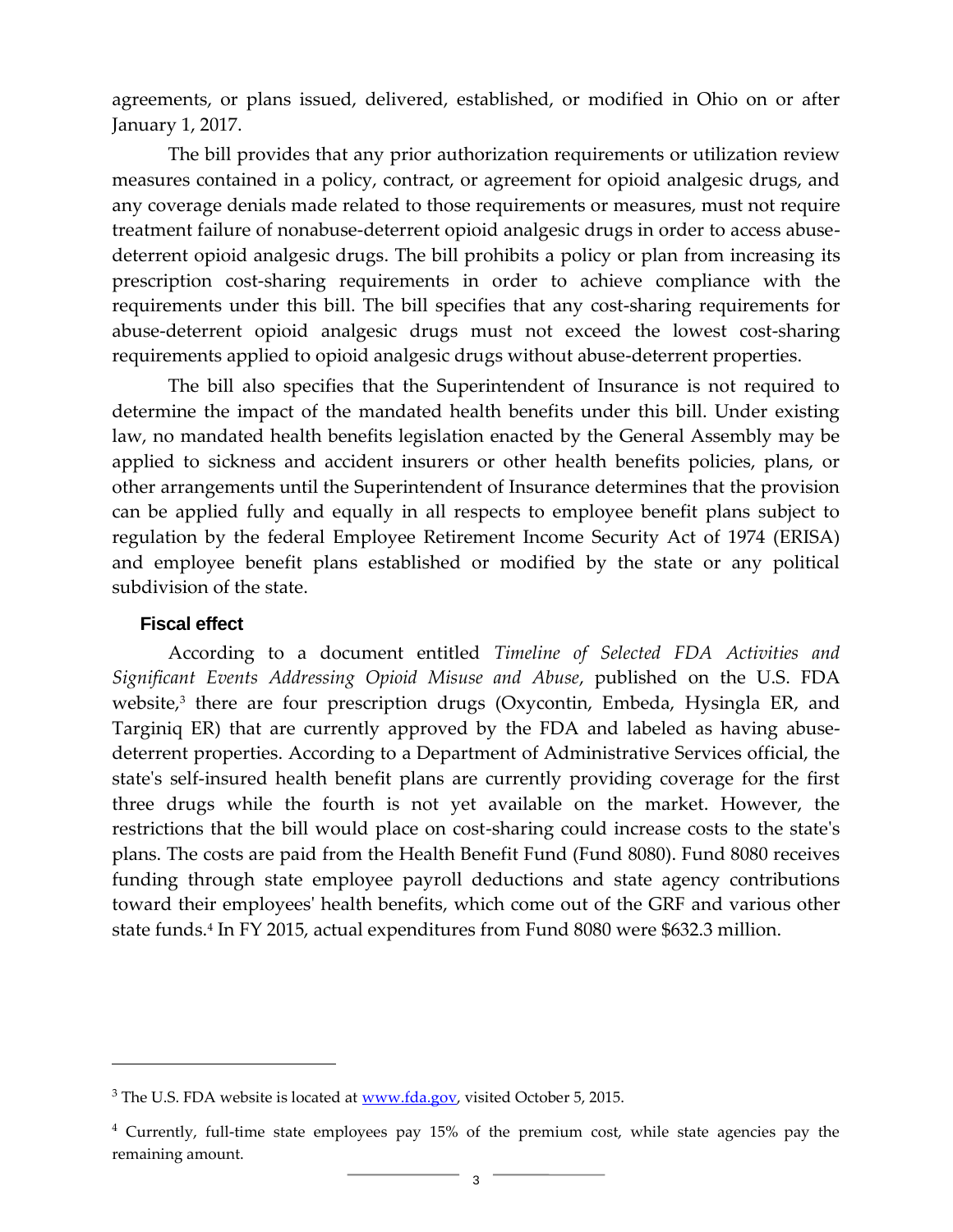agreements, or plans issued, delivered, established, or modified in Ohio on or after January 1, 2017.

The bill provides that any prior authorization requirements or utilization review measures contained in a policy, contract, or agreement for opioid analgesic drugs, and any coverage denials made related to those requirements or measures, must not require treatment failure of nonabuse-deterrent opioid analgesic drugs in order to access abuse-deterrent opioid analgesic drugs. The bill prohibits a policy or plan from increasing its prescription cost-sharing requirements in order to achieve compliance with the requirements under this bill. The bill specifies that any cost-sharing requirements for abuse-deterrent opioid analgesic drugs must not exceed the lowest cost-sharing requirements applied to opioid analgesic drugs without abuse-deterrent properties.

The bill also specifies that the Superintendent of Insurance is not required to determine the impact of the mandated health benefits under this bill. Under existing law, no mandated health benefits legislation enacted by the General Assembly may be applied to sickness and accident insurers or other health benefits policies, plans, or other arrangements until the Superintendent of Insurance determines that the provision can be applied fully and equally in all respects to employee benefit plans subject to regulation by the federal Employee Retirement Income Security Act of 1974 (ERISA) and employee benefit plans established or modified by the state or any political subdivision of the state.

### Fiscal effect

According to a document entitled *Timeline of Selected FDA Activities and Significant Events Addressing Opioid Misuse and Abuse*, published on the U.S. FDA website,[3] there are four prescription drugs (Oxycontin, Embeda, Hysingla ER, and Targiniq ER) that are currently approved by the FDA and labeled as having abuse-deterrent properties. According to a Department of Administrative Services official, the state's self-insured health benefit plans are currently providing coverage for the first three drugs while the fourth is not yet available on the market. However, the restrictions that the bill would place on cost-sharing could increase costs to the state's plans. The costs are paid from the Health Benefit Fund (Fund 8080). Fund 8080 receives funding through state employee payroll deductions and state agency contributions toward their employees' health benefits, which come out of the GRF and various other state funds.[4] In FY 2015, actual expenditures from Fund 8080 were $632.3 million.

---

[3] The U.S. FDA website is located at www.fda.gov, visited October 5, 2015.

[4] Currently, full-time state employees pay 15% of the premium cost, while state agencies pay the remaining amount.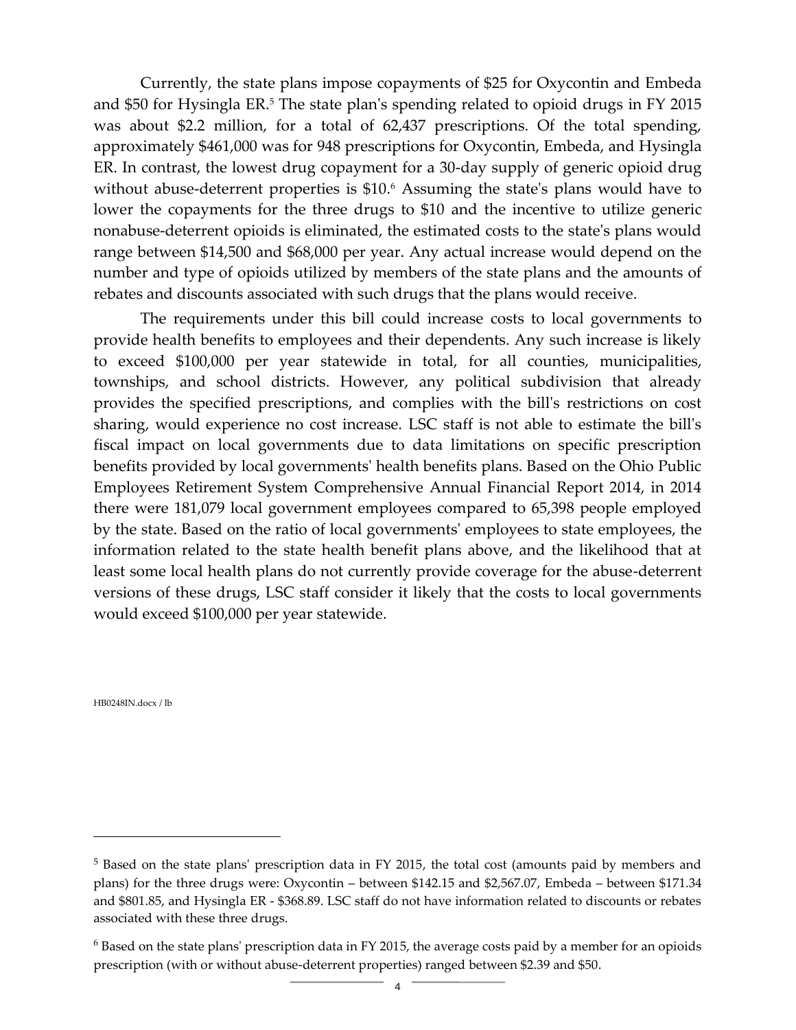Currently, the state plans impose copayments of $25 for Oxycontin and Embeda and $50 for Hysingla ER.[5] The state plan's spending related to opioid drugs in FY 2015 was about $2.2 million, for a total of 62,437 prescriptions. Of the total spending, approximately $461,000 was for 948 prescriptions for Oxycontin, Embeda, and Hysingla ER. In contrast, the lowest drug copayment for a 30-day supply of generic opioid drug without abuse-deterrent properties is $10.[6] Assuming the state's plans would have to lower the copayments for the three drugs to $10 and the incentive to utilize generic nonabuse-deterrent opioids is eliminated, the estimated costs to the state's plans would range between $14,500 and $68,000 per year. Any actual increase would depend on the number and type of opioids utilized by members of the state plans and the amounts of rebates and discounts associated with such drugs that the plans would receive.

The requirements under this bill could increase costs to local governments to provide health benefits to employees and their dependents. Any such increase is likely to exceed $100,000 per year statewide in total, for all counties, municipalities, townships, and school districts. However, any political subdivision that already provides the specified prescriptions, and complies with the bill's restrictions on cost sharing, would experience no cost increase. LSC staff is not able to estimate the bill's fiscal impact on local governments due to data limitations on specific prescription benefits provided by local governments' health benefits plans. Based on the Ohio Public Employees Retirement System Comprehensive Annual Financial Report 2014, in 2014 there were 181,079 local government employees compared to 65,398 people employed by the state. Based on the ratio of local governments' employees to state employees, the information related to the state health benefit plans above, and the likelihood that at least some local health plans do not currently provide coverage for the abuse-deterrent versions of these drugs, LSC staff consider it likely that the costs to local governments would exceed $100,000 per year statewide.

HB0248IN.docx / lb

---

[5] Based on the state plans' prescription data in FY 2015, the total cost (amounts paid by members and plans) for the three drugs were: Oxycontin – between $142.15 and $2,567.07, Embeda – between $171.34 and $801.85, and Hysingla ER - $368.89. LSC staff do not have information related to discounts or rebates associated with these three drugs.

[6] Based on the state plans' prescription data in FY 2015, the average costs paid by a member for an opioids prescription (with or without abuse-deterrent properties) ranged between $2.39 and $50.